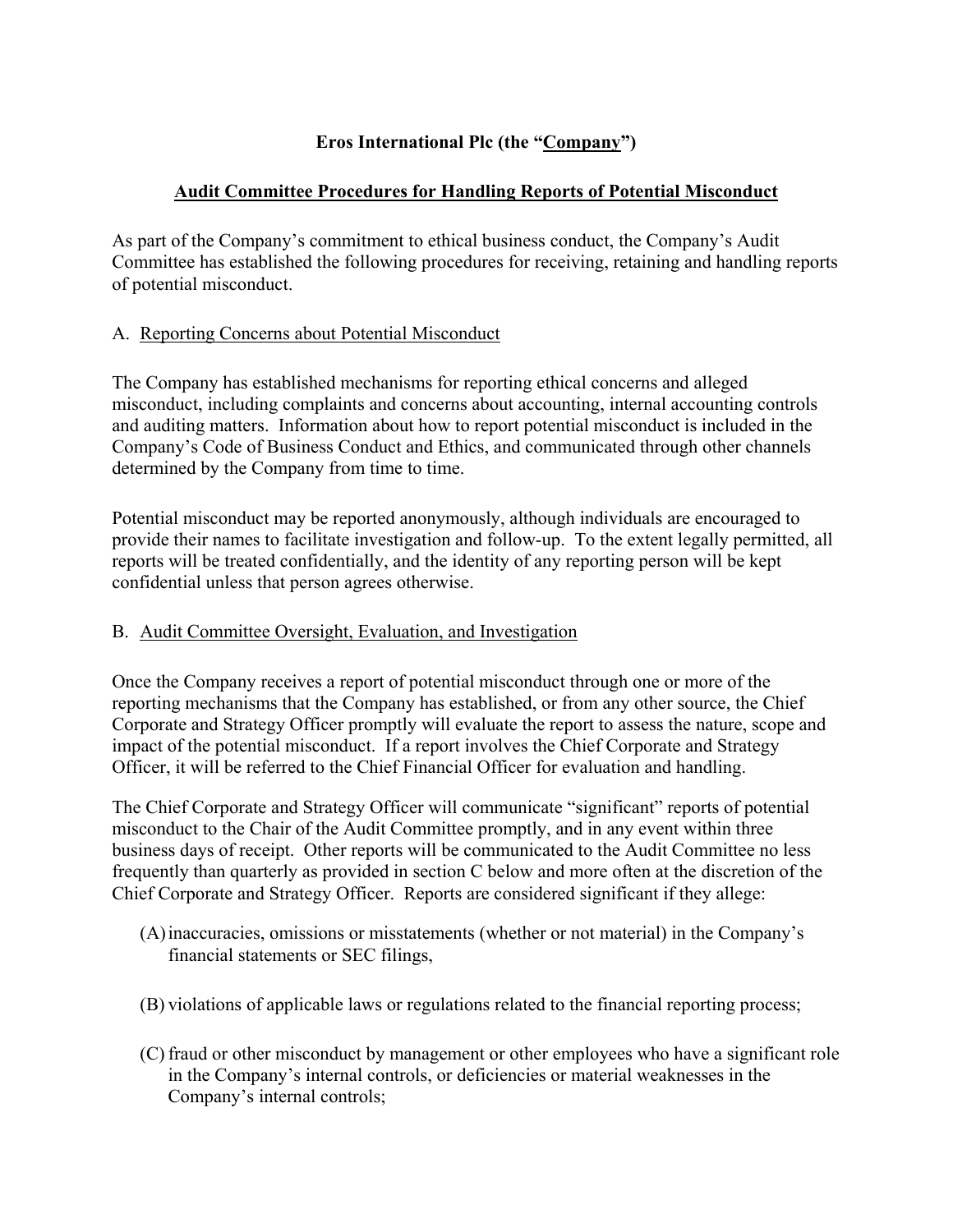**Eros International Plc (the "Company")**

**Audit Committee Procedures for Handling Reports of Potential Misconduct**

As part of the Company's commitment to ethical business conduct, the Company's Audit Committee has established the following procedures for receiving, retaining and handling reports of potential misconduct.

A. Reporting Concerns about Potential Misconduct

The Company has established mechanisms for reporting ethical concerns and alleged misconduct, including complaints and concerns about accounting, internal accounting controls and auditing matters. Information about how to report potential misconduct is included in the Company's Code of Business Conduct and Ethics, and communicated through other channels determined by the Company from time to time.

Potential misconduct may be reported anonymously, although individuals are encouraged to provide their names to facilitate investigation and follow-up. To the extent legally permitted, all reports will be treated confidentially, and the identity of any reporting person will be kept confidential unless that person agrees otherwise.

B. Audit Committee Oversight, Evaluation, and Investigation

Once the Company receives a report of potential misconduct through one or more of the reporting mechanisms that the Company has established, or from any other source, the Chief Corporate and Strategy Officer promptly will evaluate the report to assess the nature, scope and impact of the potential misconduct. If a report involves the Chief Corporate and Strategy Officer, it will be referred to the Chief Financial Officer for evaluation and handling.

The Chief Corporate and Strategy Officer will communicate "significant" reports of potential misconduct to the Chair of the Audit Committee promptly, and in any event within three business days of receipt. Other reports will be communicated to the Audit Committee no less frequently than quarterly as provided in section C below and more often at the discretion of the Chief Corporate and Strategy Officer. Reports are considered significant if they allege:

(A) inaccuracies, omissions or misstatements (whether or not material) in the Company's financial statements or SEC filings,

(B) violations of applicable laws or regulations related to the financial reporting process;

(C) fraud or other misconduct by management or other employees who have a significant role in the Company's internal controls, or deficiencies or material weaknesses in the Company's internal controls;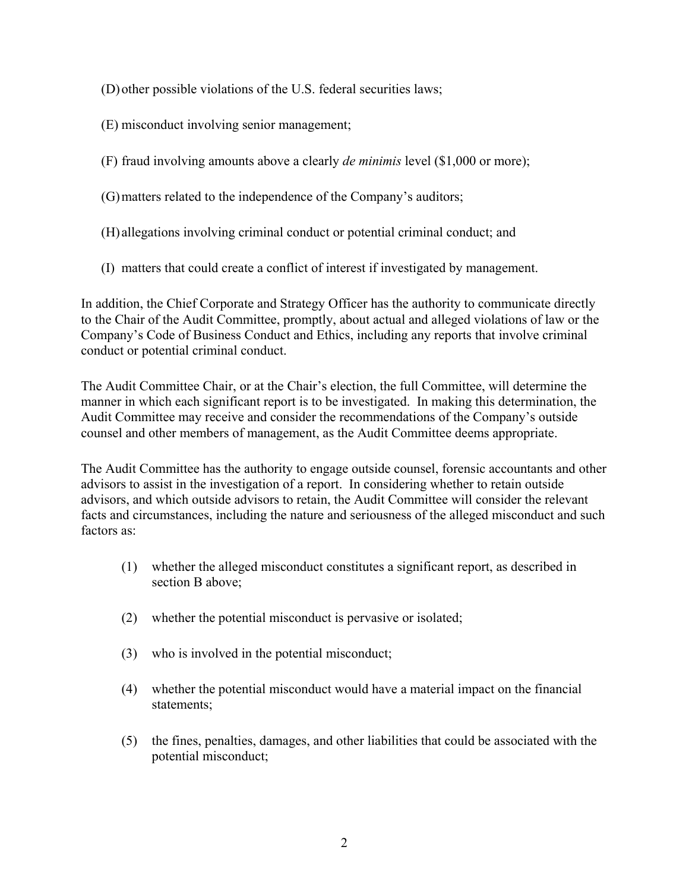(D) other possible violations of the U.S. federal securities laws;

(E) misconduct involving senior management;

(F) fraud involving amounts above a clearly *de minimis* level ($1,000 or more);

(G) matters related to the independence of the Company's auditors;

(H) allegations involving criminal conduct or potential criminal conduct; and

(I) matters that could create a conflict of interest if investigated by management.

In addition, the Chief Corporate and Strategy Officer has the authority to communicate directly to the Chair of the Audit Committee, promptly, about actual and alleged violations of law or the Company's Code of Business Conduct and Ethics, including any reports that involve criminal conduct or potential criminal conduct.

The Audit Committee Chair, or at the Chair's election, the full Committee, will determine the manner in which each significant report is to be investigated. In making this determination, the Audit Committee may receive and consider the recommendations of the Company's outside counsel and other members of management, as the Audit Committee deems appropriate.

The Audit Committee has the authority to engage outside counsel, forensic accountants and other advisors to assist in the investigation of a report. In considering whether to retain outside advisors, and which outside advisors to retain, the Audit Committee will consider the relevant facts and circumstances, including the nature and seriousness of the alleged misconduct and such factors as:

(1) whether the alleged misconduct constitutes a significant report, as described in section B above;

(2) whether the potential misconduct is pervasive or isolated;

(3) who is involved in the potential misconduct;

(4) whether the potential misconduct would have a material impact on the financial statements;

(5) the fines, penalties, damages, and other liabilities that could be associated with the potential misconduct;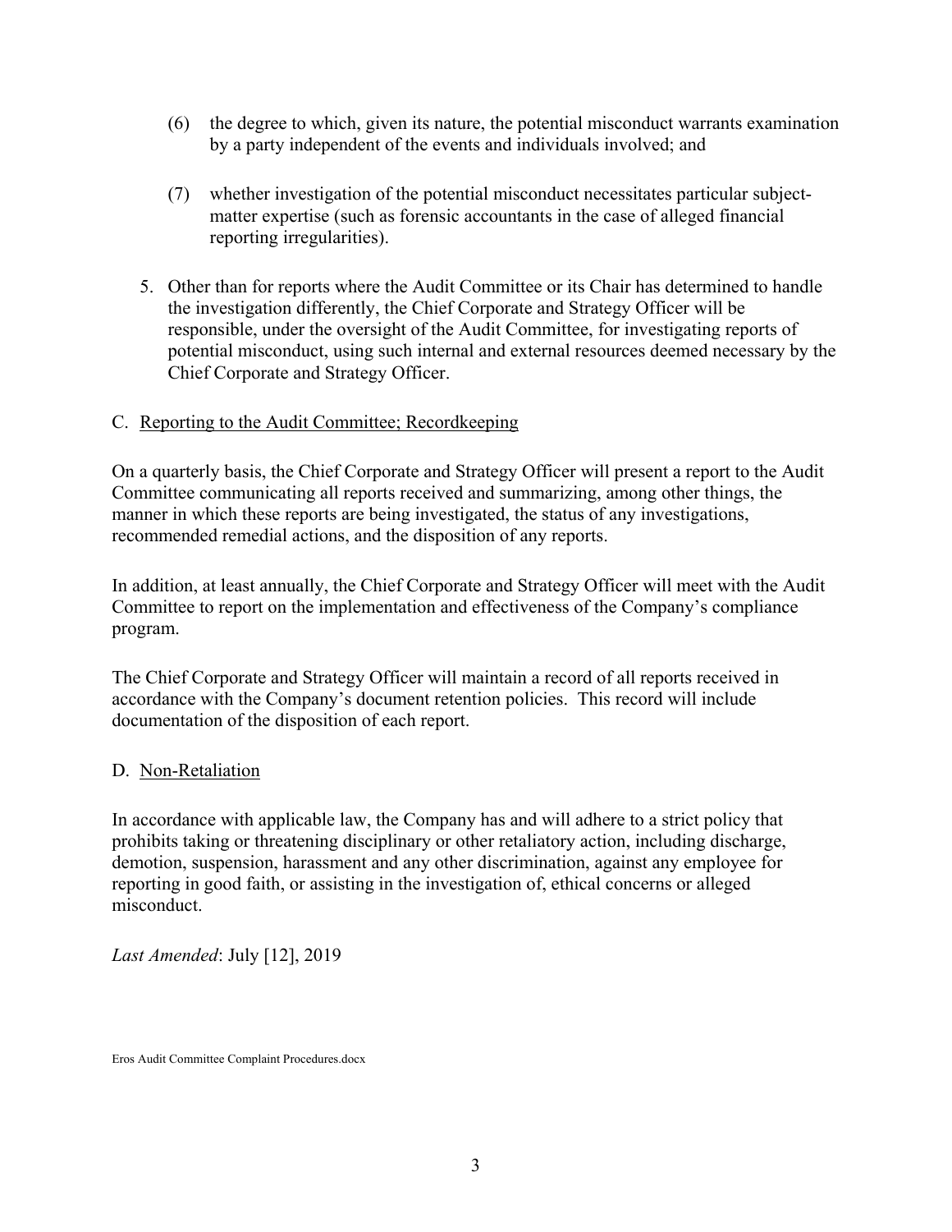(6) the degree to which, given its nature, the potential misconduct warrants examination by a party independent of the events and individuals involved; and

(7) whether investigation of the potential misconduct necessitates particular subject-matter expertise (such as forensic accountants in the case of alleged financial reporting irregularities).

5. Other than for reports where the Audit Committee or its Chair has determined to handle the investigation differently, the Chief Corporate and Strategy Officer will be responsible, under the oversight of the Audit Committee, for investigating reports of potential misconduct, using such internal and external resources deemed necessary by the Chief Corporate and Strategy Officer.

C. Reporting to the Audit Committee; Recordkeeping

On a quarterly basis, the Chief Corporate and Strategy Officer will present a report to the Audit Committee communicating all reports received and summarizing, among other things, the manner in which these reports are being investigated, the status of any investigations, recommended remedial actions, and the disposition of any reports.

In addition, at least annually, the Chief Corporate and Strategy Officer will meet with the Audit Committee to report on the implementation and effectiveness of the Company's compliance program.

The Chief Corporate and Strategy Officer will maintain a record of all reports received in accordance with the Company's document retention policies. This record will include documentation of the disposition of each report.

D. Non-Retaliation

In accordance with applicable law, the Company has and will adhere to a strict policy that prohibits taking or threatening disciplinary or other retaliatory action, including discharge, demotion, suspension, harassment and any other discrimination, against any employee for reporting in good faith, or assisting in the investigation of, ethical concerns or alleged misconduct.

*Last Amended*: July [12], 2019

Eros Audit Committee Complaint Procedures.docx